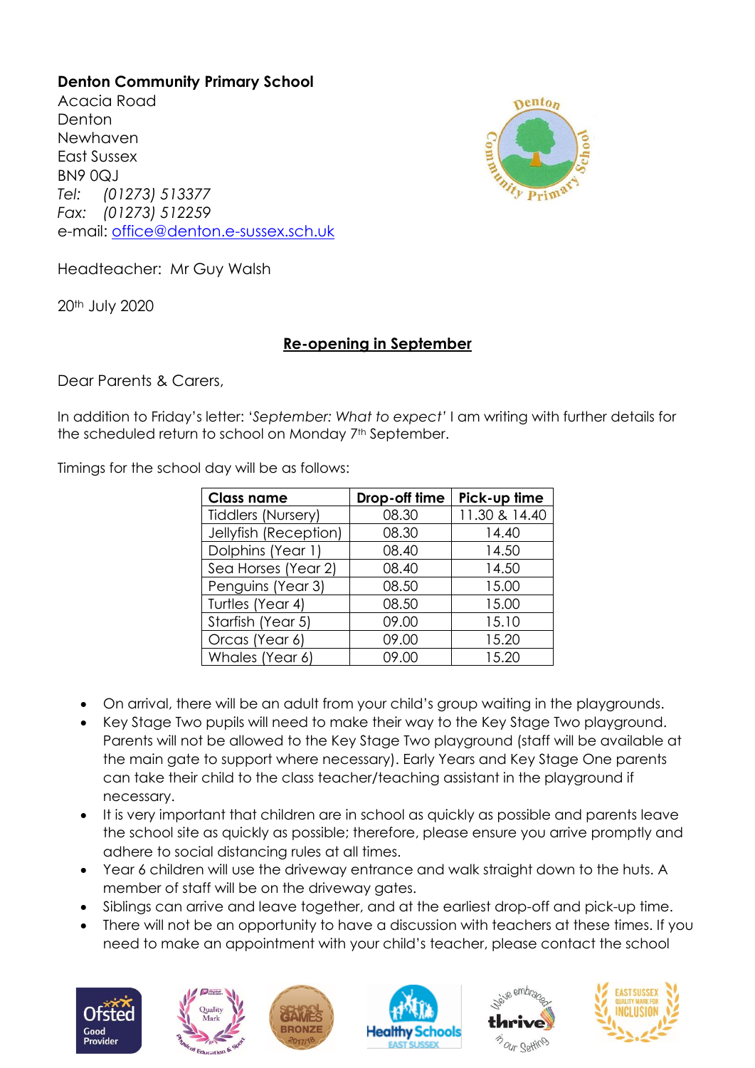**Denton Community Primary School**
Acacia Road
Denton
Newhaven
East Sussex
BN9 0QJ
*Tel:* *(01273) 513377*
*Fax:* *(01273) 512259*
e-mail: office@denton.e-sussex.sch.uk

Headteacher: Mr Guy Walsh

20th July 2020

**Re-opening in September**

Dear Parents & Carers,

In addition to Friday's letter: '*September: What to expect*' I am writing with further details for the scheduled return to school on Monday 7th September.

Timings for the school day will be as follows:

| Class name | Drop-off time | Pick-up time |
|---|---|---|
| Tiddlers (Nursery) | 08.30 | 11.30 & 14.40 |
| Jellyfish (Reception) | 08.30 | 14.40 |
| Dolphins (Year 1) | 08.40 | 14.50 |
| Sea Horses (Year 2) | 08.40 | 14.50 |
| Penguins (Year 3) | 08.50 | 15.00 |
| Turtles (Year 4) | 08.50 | 15.00 |
| Starfish (Year 5) | 09.00 | 15.10 |
| Orcas (Year 6) | 09.00 | 15.20 |
| Whales (Year 6) | 09.00 | 15.20 |

- On arrival, there will be an adult from your child's group waiting in the playgrounds.
- Key Stage Two pupils will need to make their way to the Key Stage Two playground. Parents will not be allowed to the Key Stage Two playground (staff will be available at the main gate to support where necessary). Early Years and Key Stage One parents can take their child to the class teacher/teaching assistant in the playground if necessary.
- It is very important that children are in school as quickly as possible and parents leave the school site as quickly as possible; therefore, please ensure you arrive promptly and adhere to social distancing rules at all times.
- Year 6 children will use the driveway entrance and walk straight down to the huts. A member of staff will be on the driveway gates.
- Siblings can arrive and leave together, and at the earliest drop-off and pick-up time.
- There will not be an opportunity to have a discussion with teachers at these times. If you need to make an appointment with your child's teacher, please contact the school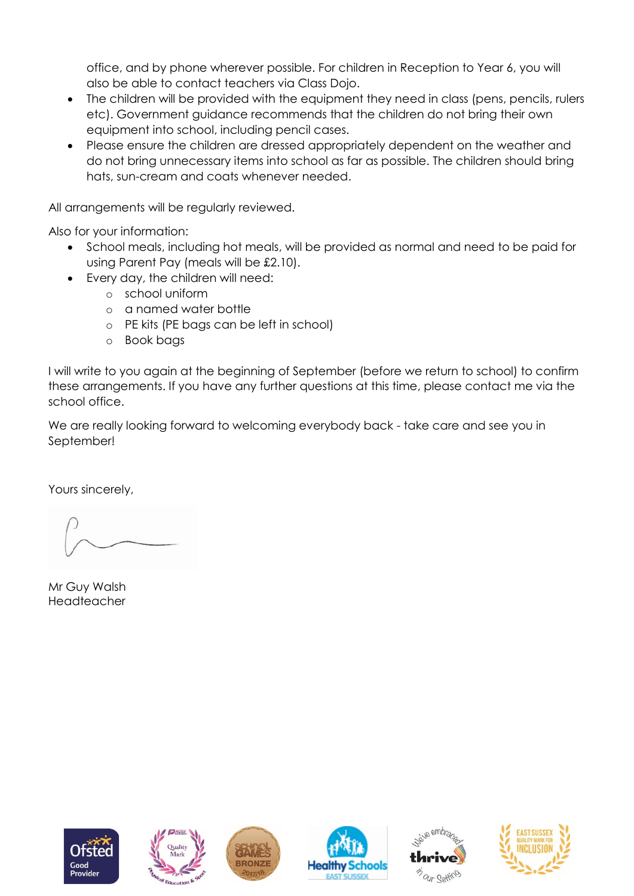office, and by phone wherever possible. For children in Reception to Year 6, you will also be able to contact teachers via Class Dojo.

- The children will be provided with the equipment they need in class (pens, pencils, rulers etc). Government guidance recommends that the children do not bring their own equipment into school, including pencil cases.
- Please ensure the children are dressed appropriately dependent on the weather and do not bring unnecessary items into school as far as possible. The children should bring hats, sun-cream and coats whenever needed.

All arrangements will be regularly reviewed.

Also for your information:

- School meals, including hot meals, will be provided as normal and need to be paid for using Parent Pay (meals will be £2.10).
- Every day, the children will need:
    - school uniform
    - a named water bottle
    - PE kits (PE bags can be left in school)
    - Book bags

I will write to you again at the beginning of September (before we return to school) to confirm these arrangements. If you have any further questions at this time, please contact me via the school office.

We are really looking forward to welcoming everybody back - take care and see you in September!

Yours sincerely,

Mr Guy Walsh
Headteacher